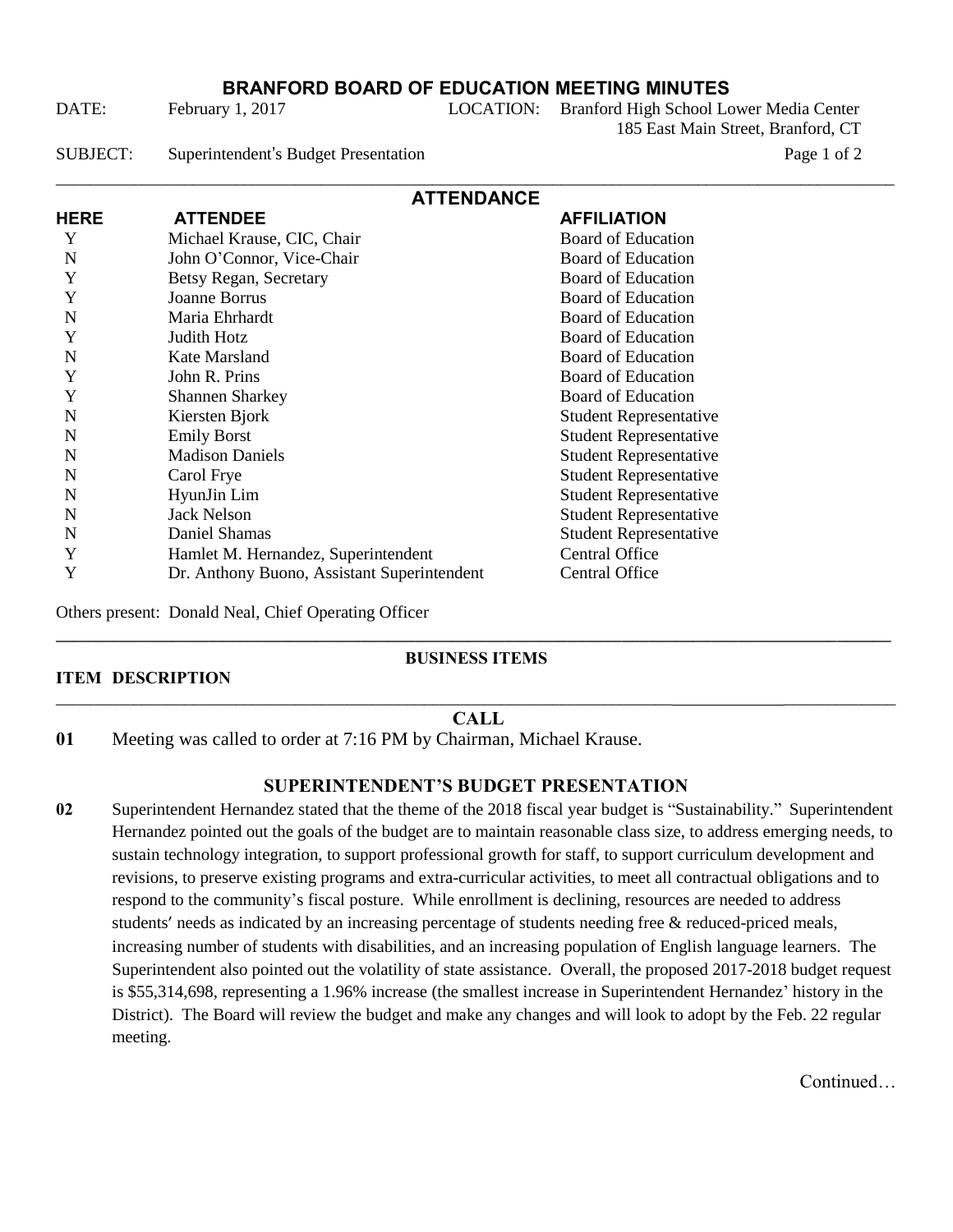# BRANFORD BOARD OF EDUCATION MEETING MINUTES

DATE: February 1, 2017 LOCATION: Branford High School Lower Media Center
185 East Main Street, Branford, CT

SUBJECT: Superintendent's Budget Presentation

## ATTENDANCE

| HERE | ATTENDEE | AFFILIATION |
|---|---|---|
| Y | Michael Krause, CIC, Chair | Board of Education |
| N | John O'Connor, Vice-Chair | Board of Education |
| Y | Betsy Regan, Secretary | Board of Education |
| Y | Joanne Borrus | Board of Education |
| N | Maria Ehrhardt | Board of Education |
| Y | Judith Hotz | Board of Education |
| N | Kate Marsland | Board of Education |
| Y | John R. Prins | Board of Education |
| Y | Shannen Sharkey | Board of Education |
| N | Kiersten Bjork | Student Representative |
| N | Emily Borst | Student Representative |
| N | Madison Daniels | Student Representative |
| N | Carol Frye | Student Representative |
| N | HyunJin Lim | Student Representative |
| N | Jack Nelson | Student Representative |
| N | Daniel Shamas | Student Representative |
| Y | Hamlet M. Hernandez, Superintendent | Central Office |
| Y | Dr. Anthony Buono, Assistant Superintendent | Central Office |

Others present: Donald Neal, Chief Operating Officer

## BUSINESS ITEMS

**ITEM DESCRIPTION**

### CALL

**01** Meeting was called to order at 7:16 PM by Chairman, Michael Krause.

### SUPERINTENDENT'S BUDGET PRESENTATION

**02** Superintendent Hernandez stated that the theme of the 2018 fiscal year budget is "Sustainability." Superintendent Hernandez pointed out the goals of the budget are to maintain reasonable class size, to address emerging needs, to sustain technology integration, to support professional growth for staff, to support curriculum development and revisions, to preserve existing programs and extra-curricular activities, to meet all contractual obligations and to respond to the community's fiscal posture. While enrollment is declining, resources are needed to address students' needs as indicated by an increasing percentage of students needing free & reduced-priced meals, increasing number of students with disabilities, and an increasing population of English language learners. The Superintendent also pointed out the volatility of state assistance. Overall, the proposed 2017-2018 budget request is $55,314,698, representing a 1.96% increase (the smallest increase in Superintendent Hernandez' history in the District). The Board will review the budget and make any changes and will look to adopt by the Feb. 22 regular meeting.

Continued…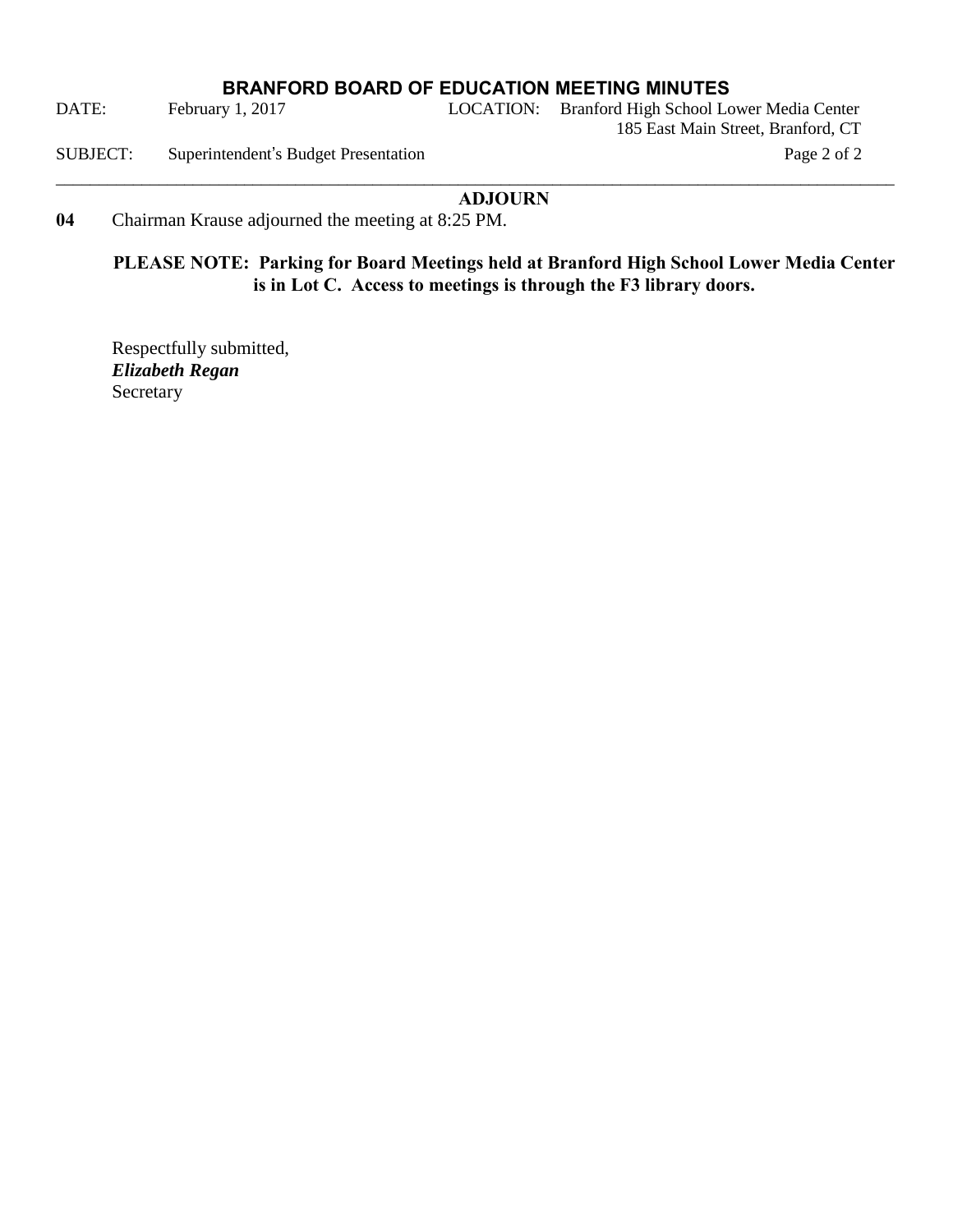## ADJOURN

**04** Chairman Krause adjourned the meeting at 8:25 PM.

**PLEASE NOTE: Parking for Board Meetings held at Branford High School Lower Media Center is in Lot C. Access to meetings is through the F3 library doors.**

Respectfully submitted,
***Elizabeth Regan***
Secretary